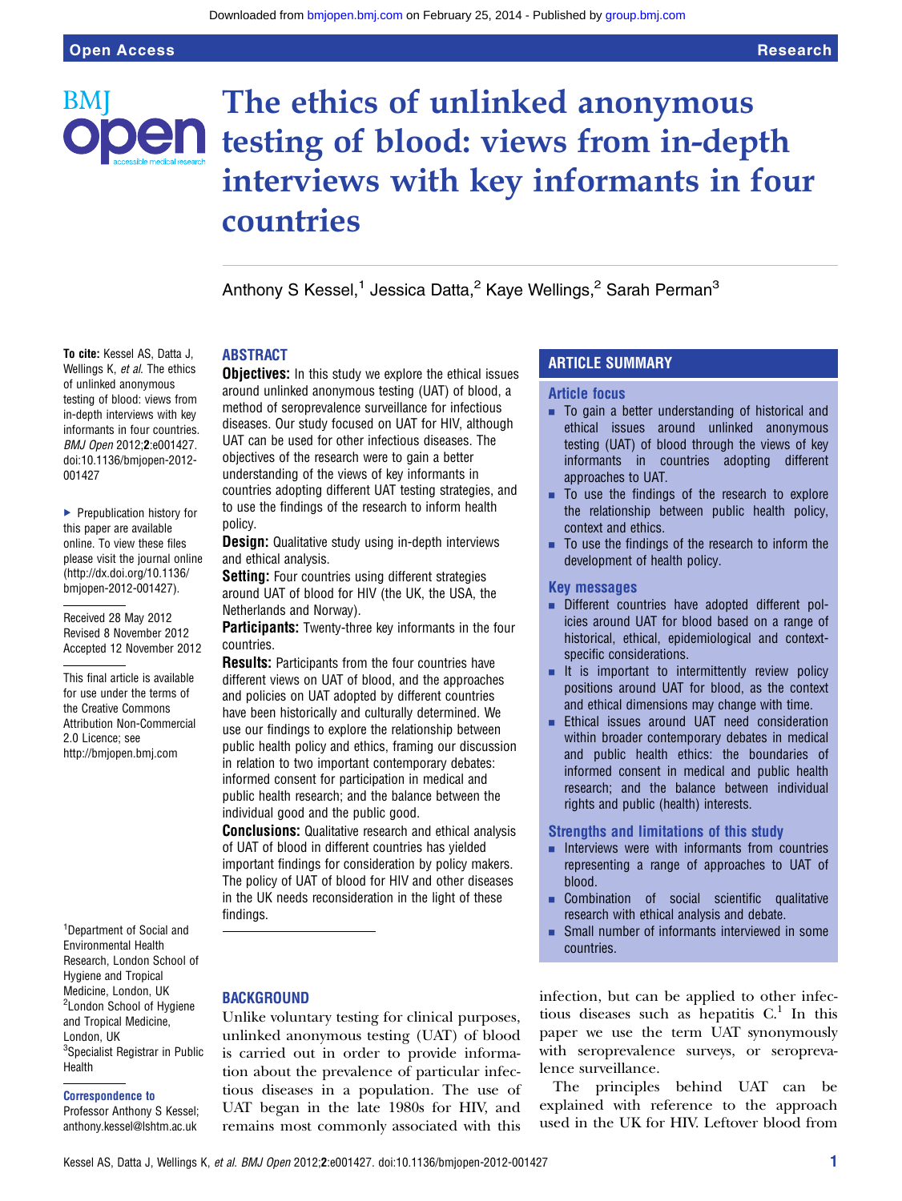# The ethics of unlinked anonymous testing of blood: views from in-depth interviews with key informants in four countries

Anthony S Kessel,[1] Jessica Datta,[2] Kaye Wellings,[2] Sarah Perman[3]

**To cite:** Kessel AS, Datta J, Wellings K, *et al*. The ethics of unlinked anonymous testing of blood: views from in-depth interviews with key informants in four countries. *BMJ Open* 2012;**2**:e001427. doi:10.1136/bmjopen-2012-001427

▶ Prepublication history for this paper are available online. To view these files please visit the journal online (http://dx.doi.org/10.1136/bmjopen-2012-001427).

Received 28 May 2012
Revised 8 November 2012
Accepted 12 November 2012

This final article is available for use under the terms of the Creative Commons Attribution Non-Commercial 2.0 Licence; see http://bmjopen.bmj.com

[1]Department of Social and Environmental Health Research, London School of Hygiene and Tropical Medicine, London, UK
[2]London School of Hygiene and Tropical Medicine, London, UK
[3]Specialist Registrar in Public Health

**Correspondence to**
Professor Anthony S Kessel; anthony.kessel@lshtm.ac.uk

## ABSTRACT

**Objectives:** In this study we explore the ethical issues around unlinked anonymous testing (UAT) of blood, a method of seroprevalence surveillance for infectious diseases. Our study focused on UAT for HIV, although UAT can be used for other infectious diseases. The objectives of the research were to gain a better understanding of the views of key informants in countries adopting different UAT testing strategies, and to use the findings of the research to inform health policy.

**Design:** Qualitative study using in-depth interviews and ethical analysis.

**Setting:** Four countries using different strategies around UAT of blood for HIV (the UK, the USA, the Netherlands and Norway).

**Participants:** Twenty-three key informants in the four countries.

**Results:** Participants from the four countries have different views on UAT of blood, and the approaches and policies on UAT adopted by different countries have been historically and culturally determined. We use our findings to explore the relationship between public health policy and ethics, framing our discussion in relation to two important contemporary debates: informed consent for participation in medical and public health research; and the balance between the individual good and the public good.

**Conclusions:** Qualitative research and ethical analysis of UAT of blood in different countries has yielded important findings for consideration by policy makers. The policy of UAT of blood for HIV and other diseases in the UK needs reconsideration in the light of these findings.

## ARTICLE SUMMARY

### Article focus

- To gain a better understanding of historical and ethical issues around unlinked anonymous testing (UAT) of blood through the views of key informants in countries adopting different approaches to UAT.
- To use the findings of the research to explore the relationship between public health policy, context and ethics.
- To use the findings of the research to inform the development of health policy.

### Key messages

- Different countries have adopted different policies around UAT for blood based on a range of historical, ethical, epidemiological and context-specific considerations.
- It is important to intermittently review policy positions around UAT for blood, as the context and ethical dimensions may change with time.
- Ethical issues around UAT need consideration within broader contemporary debates in medical and public health ethics: the boundaries of informed consent in medical and public health research; and the balance between individual rights and public (health) interests.

### Strengths and limitations of this study

- Interviews were with informants from countries representing a range of approaches to UAT of blood.
- Combination of social scientific qualitative research with ethical analysis and debate.
- Small number of informants interviewed in some countries.

## BACKGROUND

Unlike voluntary testing for clinical purposes, unlinked anonymous testing (UAT) of blood is carried out in order to provide information about the prevalence of particular infectious diseases in a population. The use of UAT began in the late 1980s for HIV, and remains most commonly associated with this infection, but can be applied to other infectious diseases such as hepatitis C.[1] In this paper we use the term UAT synonymously with seroprevalence surveys, or seroprevalence surveillance.

The principles behind UAT can be explained with reference to the approach used in the UK for HIV. Leftover blood from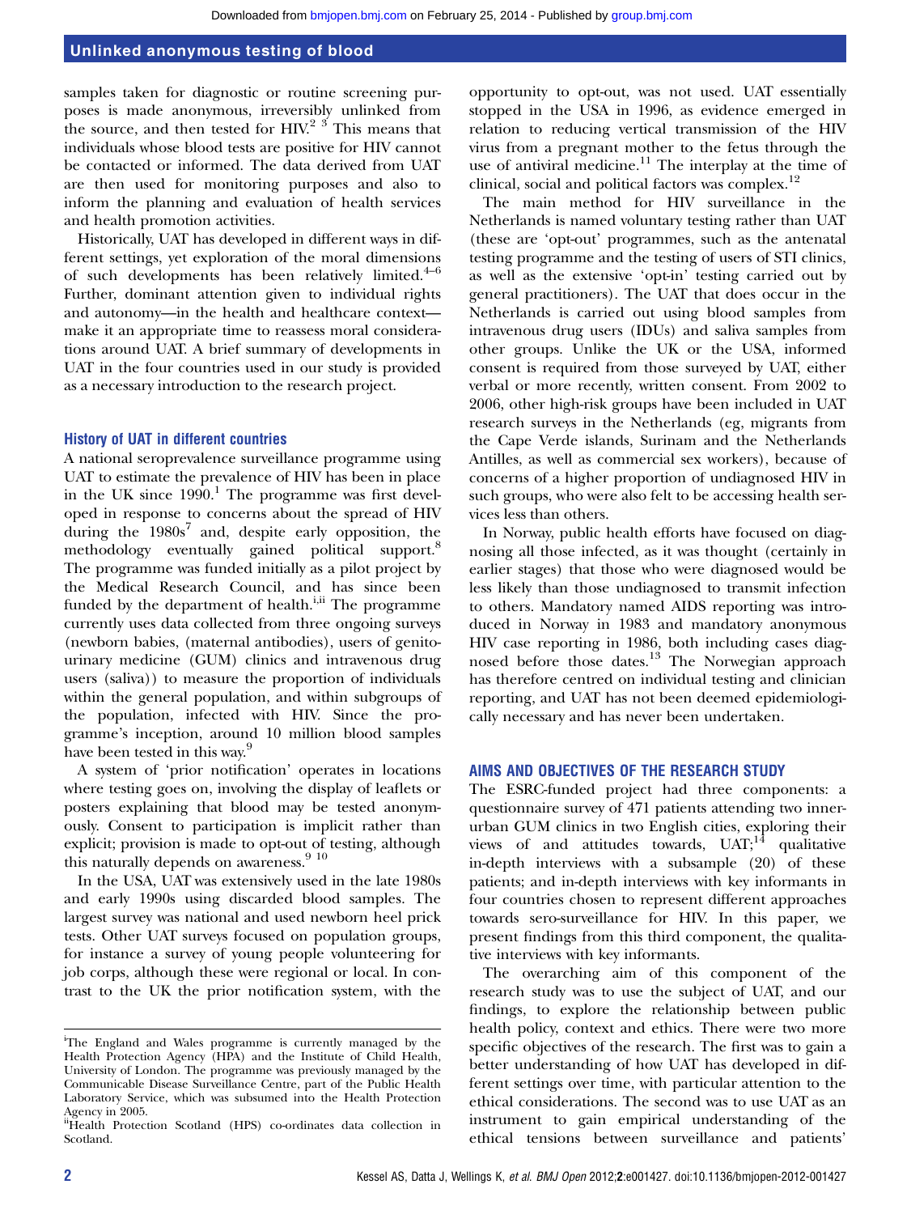samples taken for diagnostic or routine screening purposes is made anonymous, irreversibly unlinked from the source, and then tested for HIV.[2 3] This means that individuals whose blood tests are positive for HIV cannot be contacted or informed. The data derived from UAT are then used for monitoring purposes and also to inform the planning and evaluation of health services and health promotion activities.

Historically, UAT has developed in different ways in different settings, yet exploration of the moral dimensions of such developments has been relatively limited.[4–6] Further, dominant attention given to individual rights and autonomy—in the health and healthcare context—make it an appropriate time to reassess moral considerations around UAT. A brief summary of developments in UAT in the four countries used in our study is provided as a necessary introduction to the research project.

### History of UAT in different countries

A national seroprevalence surveillance programme using UAT to estimate the prevalence of HIV has been in place in the UK since 1990.[1] The programme was first developed in response to concerns about the spread of HIV during the 1980s[7] and, despite early opposition, the methodology eventually gained political support.[8] The programme was funded initially as a pilot project by the Medical Research Council, and has since been funded by the department of health.[i,ii] The programme currently uses data collected from three ongoing surveys (newborn babies, (maternal antibodies), users of genitourinary medicine (GUM) clinics and intravenous drug users (saliva)) to measure the proportion of individuals within the general population, and within subgroups of the population, infected with HIV. Since the programme's inception, around 10 million blood samples have been tested in this way.[9]

A system of 'prior notification' operates in locations where testing goes on, involving the display of leaflets or posters explaining that blood may be tested anonymously. Consent to participation is implicit rather than explicit; provision is made to opt-out of testing, although this naturally depends on awareness.[9 10]

In the USA, UAT was extensively used in the late 1980s and early 1990s using discarded blood samples. The largest survey was national and used newborn heel prick tests. Other UAT surveys focused on population groups, for instance a survey of young people volunteering for job corps, although these were regional or local. In contrast to the UK the prior notification system, with the opportunity to opt-out, was not used. UAT essentially stopped in the USA in 1996, as evidence emerged in relation to reducing vertical transmission of the HIV virus from a pregnant mother to the fetus through the use of antiviral medicine.[11] The interplay at the time of clinical, social and political factors was complex.[12]

The main method for HIV surveillance in the Netherlands is named voluntary testing rather than UAT (these are 'opt-out' programmes, such as the antenatal testing programme and the testing of users of STI clinics, as well as the extensive 'opt-in' testing carried out by general practitioners). The UAT that does occur in the Netherlands is carried out using blood samples from intravenous drug users (IDUs) and saliva samples from other groups. Unlike the UK or the USA, informed consent is required from those surveyed by UAT, either verbal or more recently, written consent. From 2002 to 2006, other high-risk groups have been included in UAT research surveys in the Netherlands (eg, migrants from the Cape Verde islands, Surinam and the Netherlands Antilles, as well as commercial sex workers), because of concerns of a higher proportion of undiagnosed HIV in such groups, who were also felt to be accessing health services less than others.

In Norway, public health efforts have focused on diagnosing all those infected, as it was thought (certainly in earlier stages) that those who were diagnosed would be less likely than those undiagnosed to transmit infection to others. Mandatory named AIDS reporting was introduced in Norway in 1983 and mandatory anonymous HIV case reporting in 1986, both including cases diagnosed before those dates.[13] The Norwegian approach has therefore centred on individual testing and clinician reporting, and UAT has not been deemed epidemiologically necessary and has never been undertaken.

## AIMS AND OBJECTIVES OF THE RESEARCH STUDY

The ESRC-funded project had three components: a questionnaire survey of 471 patients attending two inner-urban GUM clinics in two English cities, exploring their views of and attitudes towards, UAT;[14] qualitative in-depth interviews with a subsample (20) of these patients; and in-depth interviews with key informants in four countries chosen to represent different approaches towards sero-surveillance for HIV. In this paper, we present findings from this third component, the qualitative interviews with key informants.

The overarching aim of this component of the research study was to use the subject of UAT, and our findings, to explore the relationship between public health policy, context and ethics. There were two more specific objectives of the research. The first was to gain a better understanding of how UAT has developed in different settings over time, with particular attention to the ethical considerations. The second was to use UAT as an instrument to gain empirical understanding of the ethical tensions between surveillance and patients'

---

[i] The England and Wales programme is currently managed by the Health Protection Agency (HPA) and the Institute of Child Health, University of London. The programme was previously managed by the Communicable Disease Surveillance Centre, part of the Public Health Laboratory Service, which was subsumed into the Health Protection Agency in 2005.

[ii] Health Protection Scotland (HPS) co-ordinates data collection in Scotland.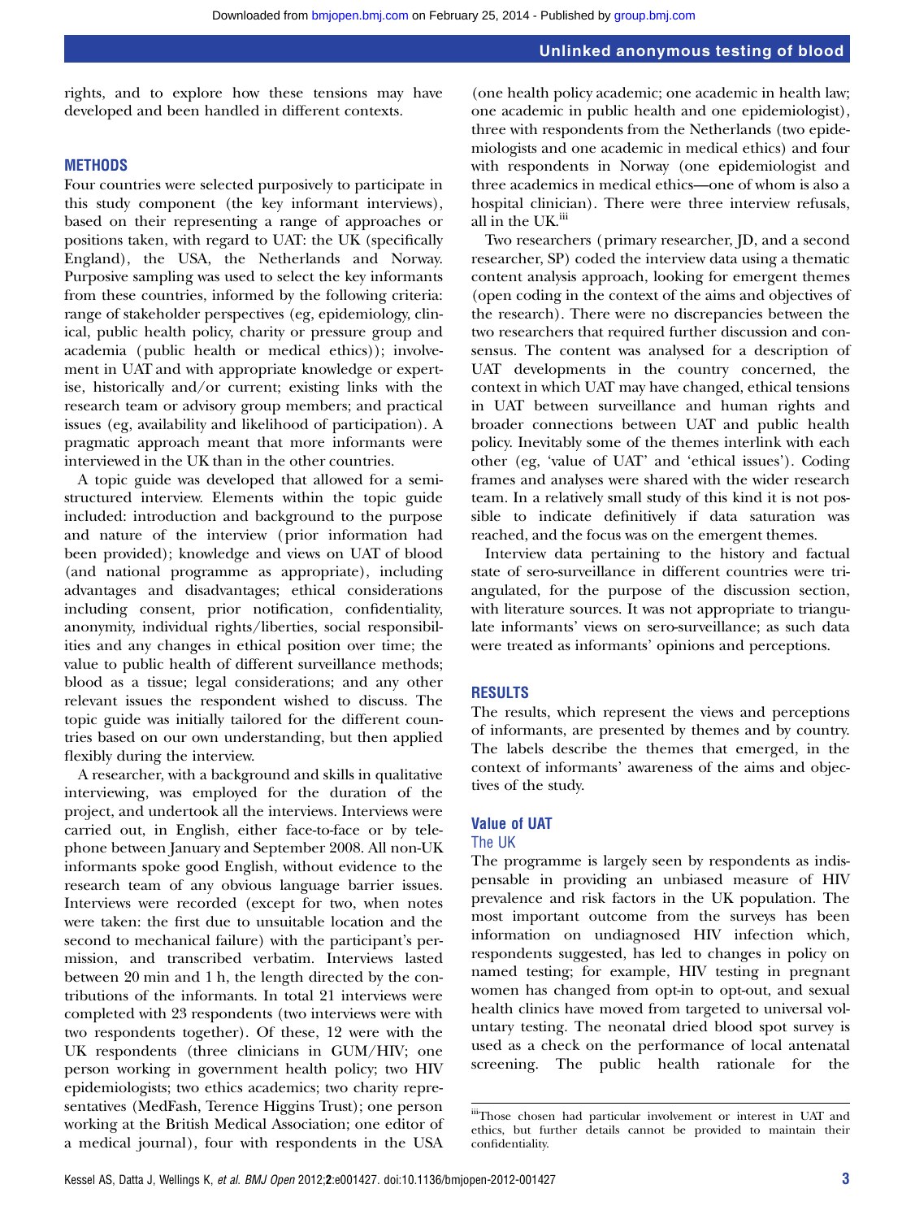rights, and to explore how these tensions may have developed and been handled in different contexts.

## METHODS

Four countries were selected purposively to participate in this study component (the key informant interviews), based on their representing a range of approaches or positions taken, with regard to UAT: the UK (specifically England), the USA, the Netherlands and Norway. Purposive sampling was used to select the key informants from these countries, informed by the following criteria: range of stakeholder perspectives (eg, epidemiology, clinical, public health policy, charity or pressure group and academia (public health or medical ethics)); involvement in UAT and with appropriate knowledge or expertise, historically and/or current; existing links with the research team or advisory group members; and practical issues (eg, availability and likelihood of participation). A pragmatic approach meant that more informants were interviewed in the UK than in the other countries.

A topic guide was developed that allowed for a semi-structured interview. Elements within the topic guide included: introduction and background to the purpose and nature of the interview (prior information had been provided); knowledge and views on UAT of blood (and national programme as appropriate), including advantages and disadvantages; ethical considerations including consent, prior notification, confidentiality, anonymity, individual rights/liberties, social responsibilities and any changes in ethical position over time; the value to public health of different surveillance methods; blood as a tissue; legal considerations; and any other relevant issues the respondent wished to discuss. The topic guide was initially tailored for the different countries based on our own understanding, but then applied flexibly during the interview.

A researcher, with a background and skills in qualitative interviewing, was employed for the duration of the project, and undertook all the interviews. Interviews were carried out, in English, either face-to-face or by telephone between January and September 2008. All non-UK informants spoke good English, without evidence to the research team of any obvious language barrier issues. Interviews were recorded (except for two, when notes were taken: the first due to unsuitable location and the second to mechanical failure) with the participant's permission, and transcribed verbatim. Interviews lasted between 20 min and 1 h, the length directed by the contributions of the informants. In total 21 interviews were completed with 23 respondents (two interviews were with two respondents together). Of these, 12 were with the UK respondents (three clinicians in GUM/HIV; one person working in government health policy; two HIV epidemiologists; two ethics academics; two charity representatives (MedFash, Terence Higgins Trust); one person working at the British Medical Association; one editor of a medical journal), four with respondents in the USA (one health policy academic; one academic in health law; one academic in public health and one epidemiologist), three with respondents from the Netherlands (two epidemiologists and one academic in medical ethics) and four with respondents in Norway (one epidemiologist and three academics in medical ethics—one of whom is also a hospital clinician). There were three interview refusals, all in the UK.[iii]

Two researchers (primary researcher, JD, and a second researcher, SP) coded the interview data using a thematic content analysis approach, looking for emergent themes (open coding in the context of the aims and objectives of the research). There were no discrepancies between the two researchers that required further discussion and consensus. The content was analysed for a description of UAT developments in the country concerned, the context in which UAT may have changed, ethical tensions in UAT between surveillance and human rights and broader connections between UAT and public health policy. Inevitably some of the themes interlink with each other (eg, 'value of UAT' and 'ethical issues'). Coding frames and analyses were shared with the wider research team. In a relatively small study of this kind it is not possible to indicate definitively if data saturation was reached, and the focus was on the emergent themes.

Interview data pertaining to the history and factual state of sero-surveillance in different countries were triangulated, for the purpose of the discussion section, with literature sources. It was not appropriate to triangulate informants' views on sero-surveillance; as such data were treated as informants' opinions and perceptions.

## RESULTS

The results, which represent the views and perceptions of informants, are presented by themes and by country. The labels describe the themes that emerged, in the context of informants' awareness of the aims and objectives of the study.

### Value of UAT

#### The UK

The programme is largely seen by respondents as indispensable in providing an unbiased measure of HIV prevalence and risk factors in the UK population. The most important outcome from the surveys has been information on undiagnosed HIV infection which, respondents suggested, has led to changes in policy on named testing; for example, HIV testing in pregnant women has changed from opt-in to opt-out, and sexual health clinics have moved from targeted to universal voluntary testing. The neonatal dried blood spot survey is used as a check on the performance of local antenatal screening. The public health rationale for the

[iii] Those chosen had particular involvement or interest in UAT and ethics, but further details cannot be provided to maintain their confidentiality.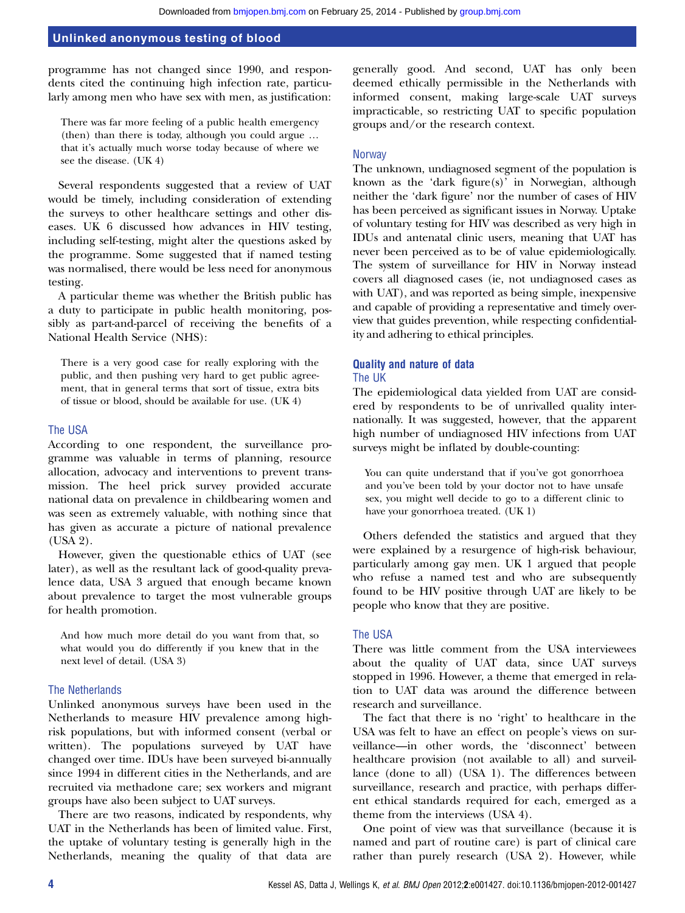programme has not changed since 1990, and respondents cited the continuing high infection rate, particularly among men who have sex with men, as justification:

> There was far more feeling of a public health emergency (then) than there is today, although you could argue … that it's actually much worse today because of where we see the disease. (UK 4)

Several respondents suggested that a review of UAT would be timely, including consideration of extending the surveys to other healthcare settings and other diseases. UK 6 discussed how advances in HIV testing, including self-testing, might alter the questions asked by the programme. Some suggested that if named testing was normalised, there would be less need for anonymous testing.

A particular theme was whether the British public has a duty to participate in public health monitoring, possibly as part-and-parcel of receiving the benefits of a National Health Service (NHS):

> There is a very good case for really exploring with the public, and then pushing very hard to get public agreement, that in general terms that sort of tissue, extra bits of tissue or blood, should be available for use. (UK 4)

### The USA

According to one respondent, the surveillance programme was valuable in terms of planning, resource allocation, advocacy and interventions to prevent transmission. The heel prick survey provided accurate national data on prevalence in childbearing women and was seen as extremely valuable, with nothing since that has given as accurate a picture of national prevalence (USA 2).

However, given the questionable ethics of UAT (see later), as well as the resultant lack of good-quality prevalence data, USA 3 argued that enough became known about prevalence to target the most vulnerable groups for health promotion.

> And how much more detail do you want from that, so what would you do differently if you knew that in the next level of detail. (USA 3)

### The Netherlands

Unlinked anonymous surveys have been used in the Netherlands to measure HIV prevalence among high-risk populations, but with informed consent (verbal or written). The populations surveyed by UAT have changed over time. IDUs have been surveyed bi-annually since 1994 in different cities in the Netherlands, and are recruited via methadone care; sex workers and migrant groups have also been subject to UAT surveys.

There are two reasons, indicated by respondents, why UAT in the Netherlands has been of limited value. First, the uptake of voluntary testing is generally high in the Netherlands, meaning the quality of that data are generally good. And second, UAT has only been deemed ethically permissible in the Netherlands with informed consent, making large-scale UAT surveys impracticable, so restricting UAT to specific population groups and/or the research context.

### Norway

The unknown, undiagnosed segment of the population is known as the 'dark figure(s)' in Norwegian, although neither the 'dark figure' nor the number of cases of HIV has been perceived as significant issues in Norway. Uptake of voluntary testing for HIV was described as very high in IDUs and antenatal clinic users, meaning that UAT has never been perceived as to be of value epidemiologically. The system of surveillance for HIV in Norway instead covers all diagnosed cases (ie, not undiagnosed cases as with UAT), and was reported as being simple, inexpensive and capable of providing a representative and timely overview that guides prevention, while respecting confidentiality and adhering to ethical principles.

## Quality and nature of data

### The UK

The epidemiological data yielded from UAT are considered by respondents to be of unrivalled quality internationally. It was suggested, however, that the apparent high number of undiagnosed HIV infections from UAT surveys might be inflated by double-counting:

> You can quite understand that if you've got gonorrhoea and you've been told by your doctor not to have unsafe sex, you might well decide to go to a different clinic to have your gonorrhoea treated. (UK 1)

Others defended the statistics and argued that they were explained by a resurgence of high-risk behaviour, particularly among gay men. UK 1 argued that people who refuse a named test and who are subsequently found to be HIV positive through UAT are likely to be people who know that they are positive.

### The USA

There was little comment from the USA interviewees about the quality of UAT data, since UAT surveys stopped in 1996. However, a theme that emerged in relation to UAT data was around the difference between research and surveillance.

The fact that there is no 'right' to healthcare in the USA was felt to have an effect on people's views on surveillance—in other words, the 'disconnect' between healthcare provision (not available to all) and surveillance (done to all) (USA 1). The differences between surveillance, research and practice, with perhaps different ethical standards required for each, emerged as a theme from the interviews (USA 4).

One point of view was that surveillance (because it is named and part of routine care) is part of clinical care rather than purely research (USA 2). However, while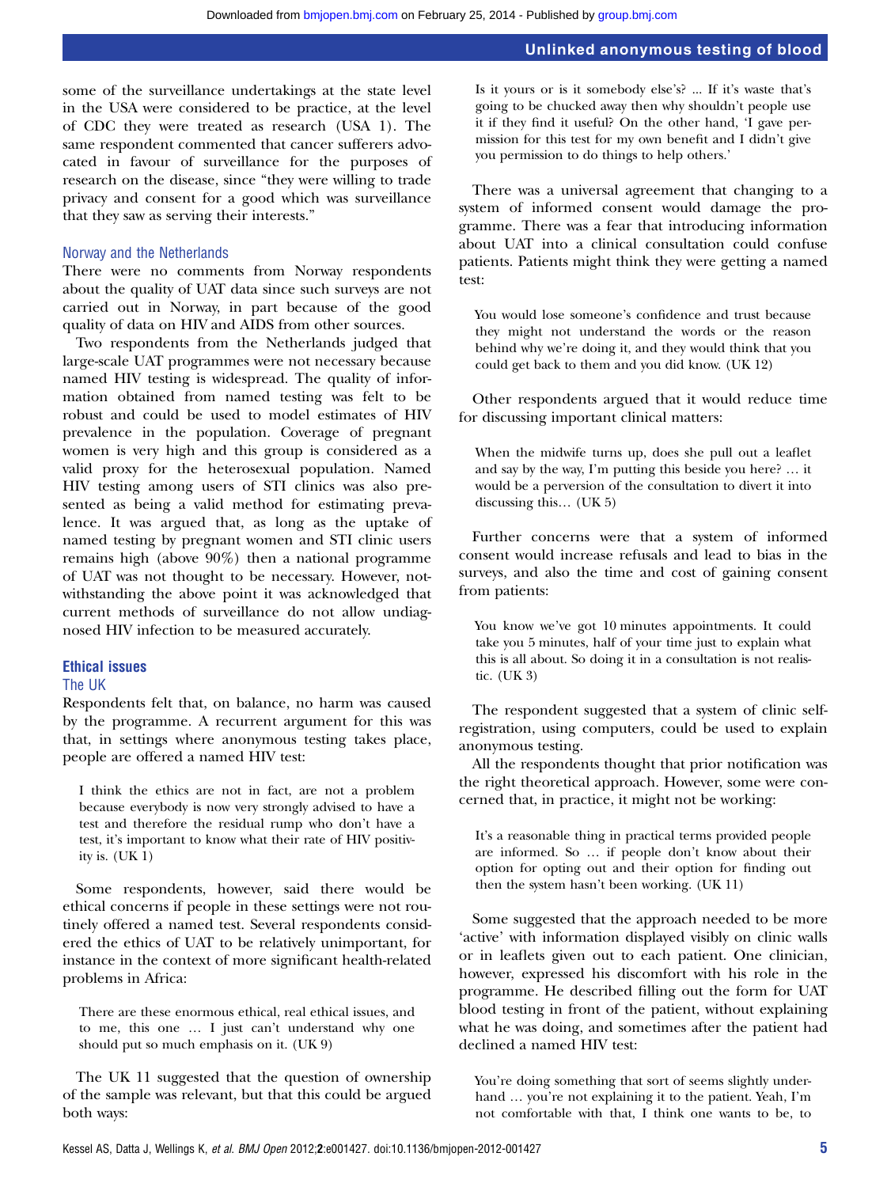some of the surveillance undertakings at the state level in the USA were considered to be practice, at the level of CDC they were treated as research (USA 1). The same respondent commented that cancer sufferers advocated in favour of surveillance for the purposes of research on the disease, since "they were willing to trade privacy and consent for a good which was surveillance that they saw as serving their interests."

### Norway and the Netherlands

There were no comments from Norway respondents about the quality of UAT data since such surveys are not carried out in Norway, in part because of the good quality of data on HIV and AIDS from other sources.

Two respondents from the Netherlands judged that large-scale UAT programmes were not necessary because named HIV testing is widespread. The quality of information obtained from named testing was felt to be robust and could be used to model estimates of HIV prevalence in the population. Coverage of pregnant women is very high and this group is considered as a valid proxy for the heterosexual population. Named HIV testing among users of STI clinics was also presented as being a valid method for estimating prevalence. It was argued that, as long as the uptake of named testing by pregnant women and STI clinic users remains high (above 90%) then a national programme of UAT was not thought to be necessary. However, notwithstanding the above point it was acknowledged that current methods of surveillance do not allow undiagnosed HIV infection to be measured accurately.

## Ethical issues

### The UK

Respondents felt that, on balance, no harm was caused by the programme. A recurrent argument for this was that, in settings where anonymous testing takes place, people are offered a named HIV test:

> I think the ethics are not in fact, are not a problem because everybody is now very strongly advised to have a test and therefore the residual rump who don't have a test, it's important to know what their rate of HIV positivity is. (UK 1)

Some respondents, however, said there would be ethical concerns if people in these settings were not routinely offered a named test. Several respondents considered the ethics of UAT to be relatively unimportant, for instance in the context of more significant health-related problems in Africa:

> There are these enormous ethical, real ethical issues, and to me, this one … I just can't understand why one should put so much emphasis on it. (UK 9)

The UK 11 suggested that the question of ownership of the sample was relevant, but that this could be argued both ways:

> Is it yours or is it somebody else's? ... If it's waste that's going to be chucked away then why shouldn't people use it if they find it useful? On the other hand, 'I gave permission for this test for my own benefit and I didn't give you permission to do things to help others.'

There was a universal agreement that changing to a system of informed consent would damage the programme. There was a fear that introducing information about UAT into a clinical consultation could confuse patients. Patients might think they were getting a named test:

> You would lose someone's confidence and trust because they might not understand the words or the reason behind why we're doing it, and they would think that you could get back to them and you did know. (UK 12)

Other respondents argued that it would reduce time for discussing important clinical matters:

> When the midwife turns up, does she pull out a leaflet and say by the way, I'm putting this beside you here? … it would be a perversion of the consultation to divert it into discussing this… (UK 5)

Further concerns were that a system of informed consent would increase refusals and lead to bias in the surveys, and also the time and cost of gaining consent from patients:

> You know we've got 10 minutes appointments. It could take you 5 minutes, half of your time just to explain what this is all about. So doing it in a consultation is not realistic. (UK 3)

The respondent suggested that a system of clinic self-registration, using computers, could be used to explain anonymous testing.

All the respondents thought that prior notification was the right theoretical approach. However, some were concerned that, in practice, it might not be working:

> It's a reasonable thing in practical terms provided people are informed. So … if people don't know about their option for opting out and their option for finding out then the system hasn't been working. (UK 11)

Some suggested that the approach needed to be more 'active' with information displayed visibly on clinic walls or in leaflets given out to each patient. One clinician, however, expressed his discomfort with his role in the programme. He described filling out the form for UAT blood testing in front of the patient, without explaining what he was doing, and sometimes after the patient had declined a named HIV test:

> You're doing something that sort of seems slightly underhand … you're not explaining it to the patient. Yeah, I'm not comfortable with that, I think one wants to be, to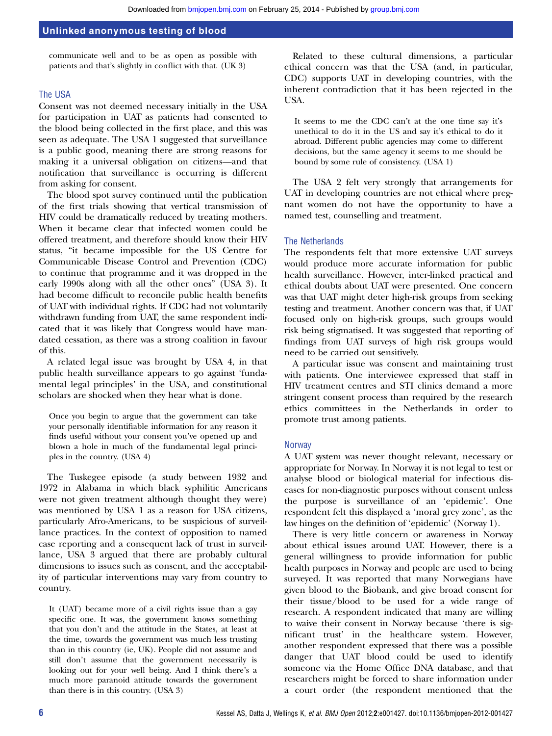communicate well and to be as open as possible with patients and that's slightly in conflict with that. (UK 3)

### The USA

Consent was not deemed necessary initially in the USA for participation in UAT as patients had consented to the blood being collected in the first place, and this was seen as adequate. The USA 1 suggested that surveillance is a public good, meaning there are strong reasons for making it a universal obligation on citizens—and that notification that surveillance is occurring is different from asking for consent.

The blood spot survey continued until the publication of the first trials showing that vertical transmission of HIV could be dramatically reduced by treating mothers. When it became clear that infected women could be offered treatment, and therefore should know their HIV status, "it became impossible for the US Centre for Communicable Disease Control and Prevention (CDC) to continue that programme and it was dropped in the early 1990s along with all the other ones" (USA 3). It had become difficult to reconcile public health benefits of UAT with individual rights. If CDC had not voluntarily withdrawn funding from UAT, the same respondent indicated that it was likely that Congress would have mandated cessation, as there was a strong coalition in favour of this.

A related legal issue was brought by USA 4, in that public health surveillance appears to go against 'fundamental legal principles' in the USA, and constitutional scholars are shocked when they hear what is done.

> Once you begin to argue that the government can take your personally identifiable information for any reason it finds useful without your consent you've opened up and blown a hole in much of the fundamental legal principles in the country. (USA 4)

The Tuskegee episode (a study between 1932 and 1972 in Alabama in which black syphilitic Americans were not given treatment although thought they were) was mentioned by USA 1 as a reason for USA citizens, particularly Afro-Americans, to be suspicious of surveillance practices. In the context of opposition to named case reporting and a consequent lack of trust in surveillance, USA 3 argued that there are probably cultural dimensions to issues such as consent, and the acceptability of particular interventions may vary from country to country.

> It (UAT) became more of a civil rights issue than a gay specific one. It was, the government knows something that you don't and the attitude in the States, at least at the time, towards the government was much less trusting than in this country (ie, UK). People did not assume and still don't assume that the government necessarily is looking out for your well being. And I think there's a much more paranoid attitude towards the government than there is in this country. (USA 3)

Related to these cultural dimensions, a particular ethical concern was that the USA (and, in particular, CDC) supports UAT in developing countries, with the inherent contradiction that it has been rejected in the USA.

> It seems to me the CDC can't at the one time say it's unethical to do it in the US and say it's ethical to do it abroad. Different public agencies may come to different decisions, but the same agency it seems to me should be bound by some rule of consistency. (USA 1)

The USA 2 felt very strongly that arrangements for UAT in developing countries are not ethical where pregnant women do not have the opportunity to have a named test, counselling and treatment.

### The Netherlands

The respondents felt that more extensive UAT surveys would produce more accurate information for public health surveillance. However, inter-linked practical and ethical doubts about UAT were presented. One concern was that UAT might deter high-risk groups from seeking testing and treatment. Another concern was that, if UAT focused only on high-risk groups, such groups would risk being stigmatised. It was suggested that reporting of findings from UAT surveys of high risk groups would need to be carried out sensitively.

A particular issue was consent and maintaining trust with patients. One interviewee expressed that staff in HIV treatment centres and STI clinics demand a more stringent consent process than required by the research ethics committees in the Netherlands in order to promote trust among patients.

### Norway

A UAT system was never thought relevant, necessary or appropriate for Norway. In Norway it is not legal to test or analyse blood or biological material for infectious diseases for non-diagnostic purposes without consent unless the purpose is surveillance of an 'epidemic'. One respondent felt this displayed a 'moral grey zone', as the law hinges on the definition of 'epidemic' (Norway 1).

There is very little concern or awareness in Norway about ethical issues around UAT. However, there is a general willingness to provide information for public health purposes in Norway and people are used to being surveyed. It was reported that many Norwegians have given blood to the Biobank, and give broad consent for their tissue/blood to be used for a wide range of research. A respondent indicated that many are willing to waive their consent in Norway because 'there is significant trust' in the healthcare system. However, another respondent expressed that there was a possible danger that UAT blood could be used to identify someone via the Home Office DNA database, and that researchers might be forced to share information under a court order (the respondent mentioned that the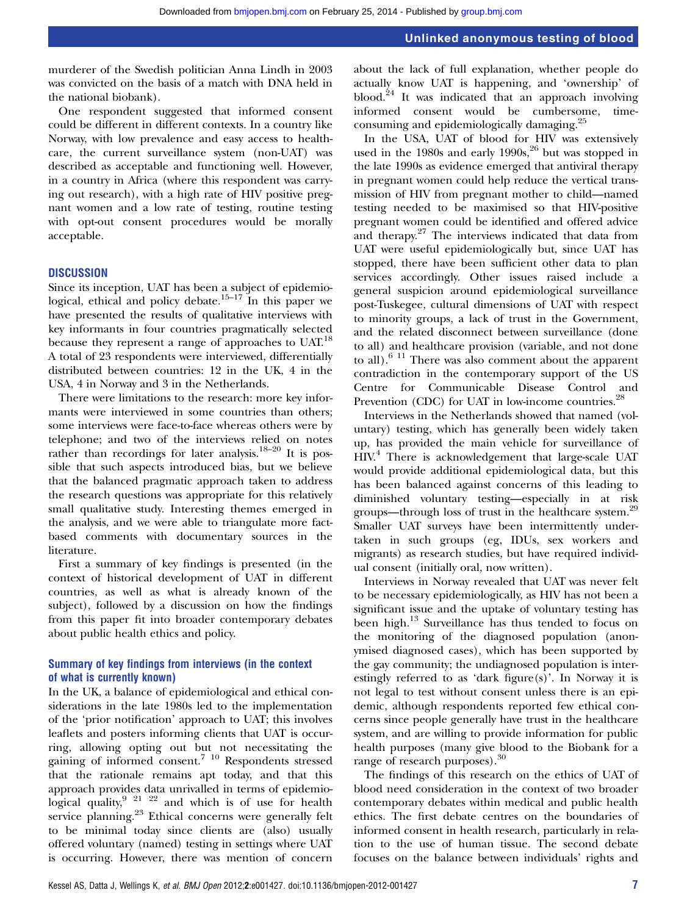murderer of the Swedish politician Anna Lindh in 2003 was convicted on the basis of a match with DNA held in the national biobank).

One respondent suggested that informed consent could be different in different contexts. In a country like Norway, with low prevalence and easy access to healthcare, the current surveillance system (non-UAT) was described as acceptable and functioning well. However, in a country in Africa (where this respondent was carrying out research), with a high rate of HIV positive pregnant women and a low rate of testing, routine testing with opt-out consent procedures would be morally acceptable.

## DISCUSSION

Since its inception, UAT has been a subject of epidemiological, ethical and policy debate.[15–17] In this paper we have presented the results of qualitative interviews with key informants in four countries pragmatically selected because they represent a range of approaches to UAT.[18] A total of 23 respondents were interviewed, differentially distributed between countries: 12 in the UK, 4 in the USA, 4 in Norway and 3 in the Netherlands.

There were limitations to the research: more key informants were interviewed in some countries than others; some interviews were face-to-face whereas others were by telephone; and two of the interviews relied on notes rather than recordings for later analysis.[18–20] It is possible that such aspects introduced bias, but we believe that the balanced pragmatic approach taken to address the research questions was appropriate for this relatively small qualitative study. Interesting themes emerged in the analysis, and we were able to triangulate more fact-based comments with documentary sources in the literature.

First a summary of key findings is presented (in the context of historical development of UAT in different countries, as well as what is already known of the subject), followed by a discussion on how the findings from this paper fit into broader contemporary debates about public health ethics and policy.

### Summary of key findings from interviews (in the context of what is currently known)

In the UK, a balance of epidemiological and ethical considerations in the late 1980s led to the implementation of the 'prior notification' approach to UAT; this involves leaflets and posters informing clients that UAT is occurring, allowing opting out but not necessitating the gaining of informed consent.[7 10] Respondents stressed that the rationale remains apt today, and that this approach provides data unrivalled in terms of epidemiological quality,[9 21 22] and which is of use for health service planning.[23] Ethical concerns were generally felt to be minimal today since clients are (also) usually offered voluntary (named) testing in settings where UAT is occurring. However, there was mention of concern about the lack of full explanation, whether people do actually know UAT is happening, and 'ownership' of blood.[24] It was indicated that an approach involving informed consent would be cumbersome, time-consuming and epidemiologically damaging.[25]

In the USA, UAT of blood for HIV was extensively used in the 1980s and early 1990s,[26] but was stopped in the late 1990s as evidence emerged that antiviral therapy in pregnant women could help reduce the vertical transmission of HIV from pregnant mother to child—named testing needed to be maximised so that HIV-positive pregnant women could be identified and offered advice and therapy.[27] The interviews indicated that data from UAT were useful epidemiologically but, since UAT has stopped, there have been sufficient other data to plan services accordingly. Other issues raised include a general suspicion around epidemiological surveillance post-Tuskegee, cultural dimensions of UAT with respect to minority groups, a lack of trust in the Government, and the related disconnect between surveillance (done to all) and healthcare provision (variable, and not done to all).[6 11] There was also comment about the apparent contradiction in the contemporary support of the US Centre for Communicable Disease Control and Prevention (CDC) for UAT in low-income countries.[28]

Interviews in the Netherlands showed that named (voluntary) testing, which has generally been widely taken up, has provided the main vehicle for surveillance of HIV.[4] There is acknowledgement that large-scale UAT would provide additional epidemiological data, but this has been balanced against concerns of this leading to diminished voluntary testing—especially in at risk groups—through loss of trust in the healthcare system.[29] Smaller UAT surveys have been intermittently undertaken in such groups (eg, IDUs, sex workers and migrants) as research studies, but have required individual consent (initially oral, now written).

Interviews in Norway revealed that UAT was never felt to be necessary epidemiologically, as HIV has not been a significant issue and the uptake of voluntary testing has been high.[13] Surveillance has thus tended to focus on the monitoring of the diagnosed population (anonymised diagnosed cases), which has been supported by the gay community; the undiagnosed population is interestingly referred to as 'dark figure(s)'. In Norway it is not legal to test without consent unless there is an epidemic, although respondents reported few ethical concerns since people generally have trust in the healthcare system, and are willing to provide information for public health purposes (many give blood to the Biobank for a range of research purposes).[30]

The findings of this research on the ethics of UAT of blood need consideration in the context of two broader contemporary debates within medical and public health ethics. The first debate centres on the boundaries of informed consent in health research, particularly in relation to the use of human tissue. The second debate focuses on the balance between individuals' rights and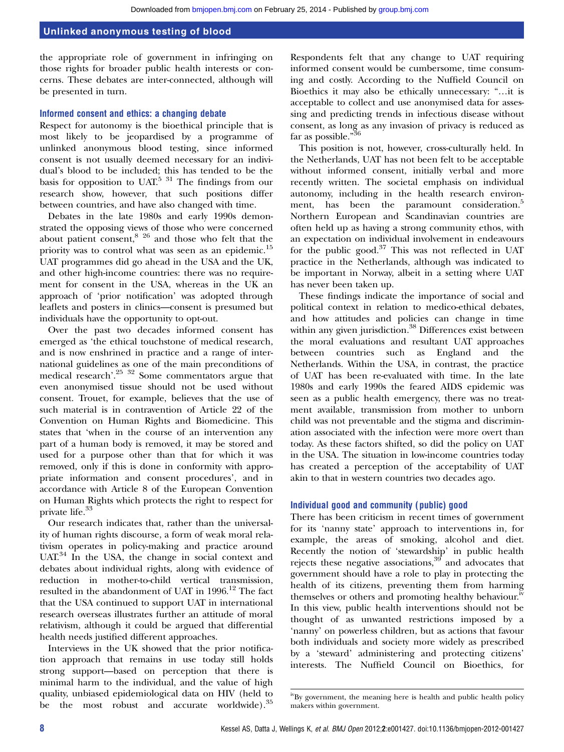the appropriate role of government in infringing on those rights for broader public health interests or concerns. These debates are inter-connected, although will be presented in turn.

### Informed consent and ethics: a changing debate

Respect for autonomy is the bioethical principle that is most likely to be jeopardised by a programme of unlinked anonymous blood testing, since informed consent is not usually deemed necessary for an individual's blood to be included; this has tended to be the basis for opposition to UAT.[5 31] The findings from our research show, however, that such positions differ between countries, and have also changed with time.

Debates in the late 1980s and early 1990s demonstrated the opposing views of those who were concerned about patient consent,[8 26] and those who felt that the priority was to control what was seen as an epidemic.[15] UAT programmes did go ahead in the USA and the UK, and other high-income countries: there was no requirement for consent in the USA, whereas in the UK an approach of 'prior notification' was adopted through leaflets and posters in clinics—consent is presumed but individuals have the opportunity to opt-out.

Over the past two decades informed consent has emerged as 'the ethical touchstone of medical research, and is now enshrined in practice and a range of international guidelines as one of the main preconditions of medical research'.[25 32] Some commentators argue that even anonymised tissue should not be used without consent. Trouet, for example, believes that the use of such material is in contravention of Article 22 of the Convention on Human Rights and Biomedicine. This states that 'when in the course of an intervention any part of a human body is removed, it may be stored and used for a purpose other than that for which it was removed, only if this is done in conformity with appropriate information and consent procedures', and in accordance with Article 8 of the European Convention on Human Rights which protects the right to respect for private life.[33]

Our research indicates that, rather than the universality of human rights discourse, a form of weak moral relativism operates in policy-making and practice around UAT.[34] In the USA, the change in social context and debates about individual rights, along with evidence of reduction in mother-to-child vertical transmission, resulted in the abandonment of UAT in 1996.[12] The fact that the USA continued to support UAT in international research overseas illustrates further an attitude of moral relativism, although it could be argued that differential health needs justified different approaches.

Interviews in the UK showed that the prior notification approach that remains in use today still holds strong support—based on perception that there is minimal harm to the individual, and the value of high quality, unbiased epidemiological data on HIV (held to be the most robust and accurate worldwide).[35] Respondents felt that any change to UAT requiring informed consent would be cumbersome, time consuming and costly. According to the Nuffield Council on Bioethics it may also be ethically unnecessary: "…it is acceptable to collect and use anonymised data for assessing and predicting trends in infectious disease without consent, as long as any invasion of privacy is reduced as far as possible."[36]

This position is not, however, cross-culturally held. In the Netherlands, UAT has not been felt to be acceptable without informed consent, initially verbal and more recently written. The societal emphasis on individual autonomy, including in the health research environment, has been the paramount consideration.[5] Northern European and Scandinavian countries are often held up as having a strong community ethos, with an expectation on individual involvement in endeavours for the public good.[37] This was not reflected in UAT practice in the Netherlands, although was indicated to be important in Norway, albeit in a setting where UAT has never been taken up.

These findings indicate the importance of social and political context in relation to medico-ethical debates, and how attitudes and policies can change in time within any given jurisdiction.[38] Differences exist between the moral evaluations and resultant UAT approaches between countries such as England and the Netherlands. Within the USA, in contrast, the practice of UAT has been re-evaluated with time. In the late 1980s and early 1990s the feared AIDS epidemic was seen as a public health emergency, there was no treatment available, transmission from mother to unborn child was not preventable and the stigma and discrimination associated with the infection were more overt than today. As these factors shifted, so did the policy on UAT in the USA. The situation in low-income countries today has created a perception of the acceptability of UAT akin to that in western countries two decades ago.

### Individual good and community (public) good

There has been criticism in recent times of government for its 'nanny state' approach to interventions in, for example, the areas of smoking, alcohol and diet. Recently the notion of 'stewardship' in public health rejects these negative associations,[39] and advocates that government should have a role to play in protecting the health of its citizens, preventing them from harming themselves or others and promoting healthy behaviour.[iv] In this view, public health interventions should not be thought of as unwanted restrictions imposed by a 'nanny' on powerless children, but as actions that favour both individuals and society more widely as prescribed by a 'steward' administering and protecting citizens' interests. The Nuffield Council on Bioethics, for

[iv] By government, the meaning here is health and public health policy makers within government.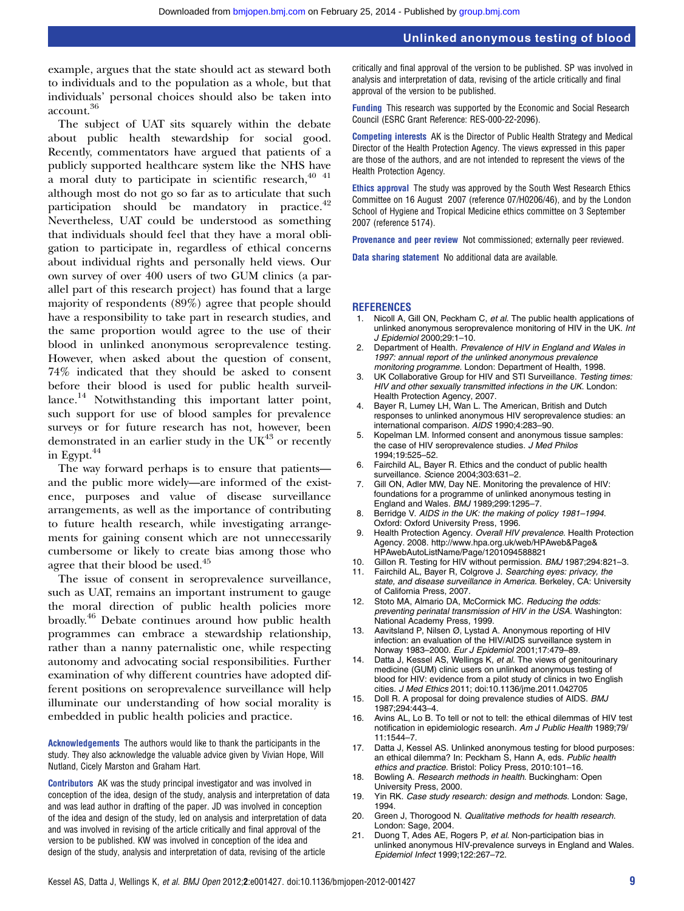example, argues that the state should act as steward both to individuals and to the population as a whole, but that individuals' personal choices should also be taken into account.[36]

The subject of UAT sits squarely within the debate about public health stewardship for social good. Recently, commentators have argued that patients of a publicly supported healthcare system like the NHS have a moral duty to participate in scientific research,[40 41] although most do not go so far as to articulate that such participation should be mandatory in practice.[42] Nevertheless, UAT could be understood as something that individuals should feel that they have a moral obligation to participate in, regardless of ethical concerns about individual rights and personally held views. Our own survey of over 400 users of two GUM clinics (a parallel part of this research project) has found that a large majority of respondents (89%) agree that people should have a responsibility to take part in research studies, and the same proportion would agree to the use of their blood in unlinked anonymous seroprevalence testing. However, when asked about the question of consent, 74% indicated that they should be asked to consent before their blood is used for public health surveillance.[14] Notwithstanding this important latter point, such support for use of blood samples for prevalence surveys or for future research has not, however, been demonstrated in an earlier study in the UK[43] or recently in Egypt.[44]

The way forward perhaps is to ensure that patients—and the public more widely—are informed of the existence, purposes and value of disease surveillance arrangements, as well as the importance of contributing to future health research, while investigating arrangements for gaining consent which are not unnecessarily cumbersome or likely to create bias among those who agree that their blood be used.[45]

The issue of consent in seroprevalence surveillance, such as UAT, remains an important instrument to gauge the moral direction of public health policies more broadly.[46] Debate continues around how public health programmes can embrace a stewardship relationship, rather than a nanny paternalistic one, while respecting autonomy and advocating social responsibilities. Further examination of why different countries have adopted different positions on seroprevalence surveillance will help illuminate our understanding of how social morality is embedded in public health policies and practice.

**Acknowledgements** The authors would like to thank the participants in the study. They also acknowledge the valuable advice given by Vivian Hope, Will Nutland, Cicely Marston and Graham Hart.

**Contributors** AK was the study principal investigator and was involved in conception of the idea, design of the study, analysis and interpretation of data and was lead author in drafting of the paper. JD was involved in conception of the idea and design of the study, led on analysis and interpretation of data and was involved in revising of the article critically and final approval of the version to be published. KW was involved in conception of the idea and design of the study, analysis and interpretation of data, revising of the article critically and final approval of the version to be published. SP was involved in analysis and interpretation of data, revising of the article critically and final approval of the version to be published.

**Funding** This research was supported by the Economic and Social Research Council (ESRC Grant Reference: RES-000-22-2096).

**Competing interests** AK is the Director of Public Health Strategy and Medical Director of the Health Protection Agency. The views expressed in this paper are those of the authors, and are not intended to represent the views of the Health Protection Agency.

**Ethics approval** The study was approved by the South West Research Ethics Committee on 16 August 2007 (reference 07/H0206/46), and by the London School of Hygiene and Tropical Medicine ethics committee on 3 September 2007 (reference 5174).

**Provenance and peer review** Not commissioned; externally peer reviewed.

**Data sharing statement** No additional data are available.

## REFERENCES

1. Nicoll A, Gill ON, Peckham C, *et al*. The public health applications of unlinked anonymous seroprevalence monitoring of HIV in the UK. *Int J Epidemiol* 2000;29:1–10.
2. Department of Health. *Prevalence of HIV in England and Wales in 1997: annual report of the unlinked anonymous prevalence monitoring programme*. London: Department of Health, 1998.
3. UK Collaborative Group for HIV and STI Surveillance. *Testing times: HIV and other sexually transmitted infections in the UK*. London: Health Protection Agency, 2007.
4. Bayer R, Lumey LH, Wan L. The American, British and Dutch responses to unlinked anonymous HIV seroprevalence studies: an international comparison. *AIDS* 1990;4:283–90.
5. Kopelman LM. Informed consent and anonymous tissue samples: the case of HIV seroprevalence studies. *J Med Philos* 1994;19:525–52.
6. Fairchild AL, Bayer R. Ethics and the conduct of public health surveillance. *Science* 2004;303:631–2.
7. Gill ON, Adler MW, Day NE. Monitoring the prevalence of HIV: foundations for a programme of unlinked anonymous testing in England and Wales. *BMJ* 1989;299:1295–7.
8. Berridge V. *AIDS in the UK: the making of policy 1981–1994*. Oxford: Oxford University Press, 1996.
9. Health Protection Agency. *Overall HIV prevalence*. Health Protection Agency. 2008. http://www.hpa.org.uk/web/HPAweb&Page&HPAwebAutoListName/Page/1201094588821
10. Gillon R. Testing for HIV without permission. *BMJ* 1987;294:821–3.
11. Fairchild AL, Bayer R, Colgrove J. *Searching eyes: privacy, the state, and disease surveillance in America*. Berkeley, CA: University of California Press, 2007.
12. Stoto MA, Almario DA, McCormick MC. *Reducing the odds: preventing perinatal transmission of HIV in the USA*. Washington: National Academy Press, 1999.
13. Aavitsland P, Nilsen Ø, Lystad A. Anonymous reporting of HIV infection: an evaluation of the HIV/AIDS surveillance system in Norway 1983–2000. *Eur J Epidemiol* 2001;17:479–89.
14. Datta J, Kessel AS, Wellings K, *et al*. The views of genitourinary medicine (GUM) clinic users on unlinked anonymous testing of blood for HIV: evidence from a pilot study of clinics in two English cities. *J Med Ethics* 2011; doi:10.1136/jme.2011.042705
15. Doll R. A proposal for doing prevalence studies of AIDS. *BMJ* 1987;294:443–4.
16. Avins AL, Lo B. To tell or not to tell: the ethical dilemmas of HIV test notification in epidemiologic research. *Am J Public Health* 1989;79/11:1544–7.
17. Datta J, Kessel AS. Unlinked anonymous testing for blood purposes: an ethical dilemma? In: Peckham S, Hann A, eds. *Public health ethics and practice*. Bristol: Policy Press, 2010:101–16.
18. Bowling A. *Research methods in health*. Buckingham: Open University Press, 2000.
19. Yin RK. *Case study research: design and methods*. London: Sage, 1994.
20. Green J, Thorogood N. *Qualitative methods for health research*. London: Sage, 2004.
21. Duong T, Ades AE, Rogers P, *et al*. Non-participation bias in unlinked anonymous HIV-prevalence surveys in England and Wales. *Epidemiol Infect* 1999;122:267–72.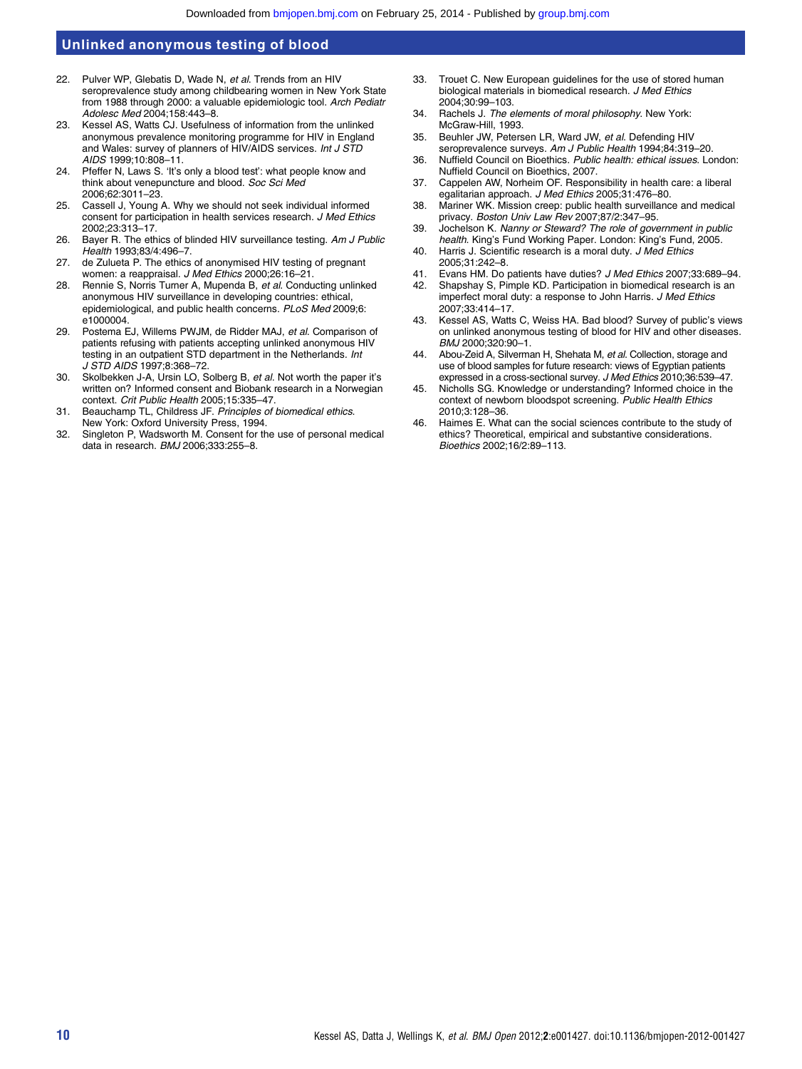22. Pulver WP, Glebatis D, Wade N, *et al*. Trends from an HIV seroprevalence study among childbearing women in New York State from 1988 through 2000: a valuable epidemiologic tool. *Arch Pediatr Adolesc Med* 2004;158:443–8.
23. Kessel AS, Watts CJ. Usefulness of information from the unlinked anonymous prevalence monitoring programme for HIV in England and Wales: survey of planners of HIV/AIDS services. *Int J STD AIDS* 1999;10:808–11.
24. Pfeffer N, Laws S. 'It's only a blood test': what people know and think about venepuncture and blood. *Soc Sci Med* 2006;62:3011–23.
25. Cassell J, Young A. Why we should not seek individual informed consent for participation in health services research. *J Med Ethics* 2002;23:313–17.
26. Bayer R. The ethics of blinded HIV surveillance testing. *Am J Public Health* 1993;83/4:496–7.
27. de Zulueta P. The ethics of anonymised HIV testing of pregnant women: a reappraisal. *J Med Ethics* 2000;26:16–21.
28. Rennie S, Norris Turner A, Mupenda B, *et al*. Conducting unlinked anonymous HIV surveillance in developing countries: ethical, epidemiological, and public health concerns. *PLoS Med* 2009;6:e1000004.
29. Postema EJ, Willems PWJM, de Ridder MAJ, *et al*. Comparison of patients refusing with patients accepting unlinked anonymous HIV testing in an outpatient STD department in the Netherlands. *Int J STD AIDS* 1997;8:368–72.
30. Skolbekken J-A, Ursin LO, Solberg B, *et al*. Not worth the paper it's written on? Informed consent and Biobank research in a Norwegian context. *Crit Public Health* 2005;15:335–47.
31. Beauchamp TL, Childress JF. *Principles of biomedical ethics*. New York: Oxford University Press, 1994.
32. Singleton P, Wadsworth M. Consent for the use of personal medical data in research. *BMJ* 2006;333:255–8.
33. Trouet C. New European guidelines for the use of stored human biological materials in biomedical research. *J Med Ethics* 2004;30:99–103.
34. Rachels J. *The elements of moral philosophy*. New York: McGraw-Hill, 1993.
35. Beuhler JW, Petersen LR, Ward JW, *et al*. Defending HIV seroprevalence surveys. *Am J Public Health* 1994;84:319–20.
36. Nuffield Council on Bioethics. *Public health: ethical issues*. London: Nuffield Council on Bioethics, 2007.
37. Cappelen AW, Norheim OF. Responsibility in health care: a liberal egalitarian approach. *J Med Ethics* 2005;31:476–80.
38. Mariner WK. Mission creep: public health surveillance and medical privacy. *Boston Univ Law Rev* 2007;87/2:347–95.
39. Jochelson K. *Nanny or Steward? The role of government in public health*. King's Fund Working Paper. London: King's Fund, 2005.
40. Harris J. Scientific research is a moral duty. *J Med Ethics* 2005;31:242–8.
41. Evans HM. Do patients have duties? *J Med Ethics* 2007;33:689–94.
42. Shapshay S, Pimple KD. Participation in biomedical research is an imperfect moral duty: a response to John Harris. *J Med Ethics* 2007;33:414–17.
43. Kessel AS, Watts C, Weiss HA. Bad blood? Survey of public's views on unlinked anonymous testing of blood for HIV and other diseases. *BMJ* 2000;320:90–1.
44. Abou-Zeid A, Silverman H, Shehata M, *et al*. Collection, storage and use of blood samples for future research: views of Egyptian patients expressed in a cross-sectional survey. *J Med Ethics* 2010;36:539–47.
45. Nicholls SG. Knowledge or understanding? Informed choice in the context of newborn bloodspot screening. *Public Health Ethics* 2010;3:128–36.
46. Haimes E. What can the social sciences contribute to the study of ethics? Theoretical, empirical and substantive considerations. *Bioethics* 2002;16/2:89–113.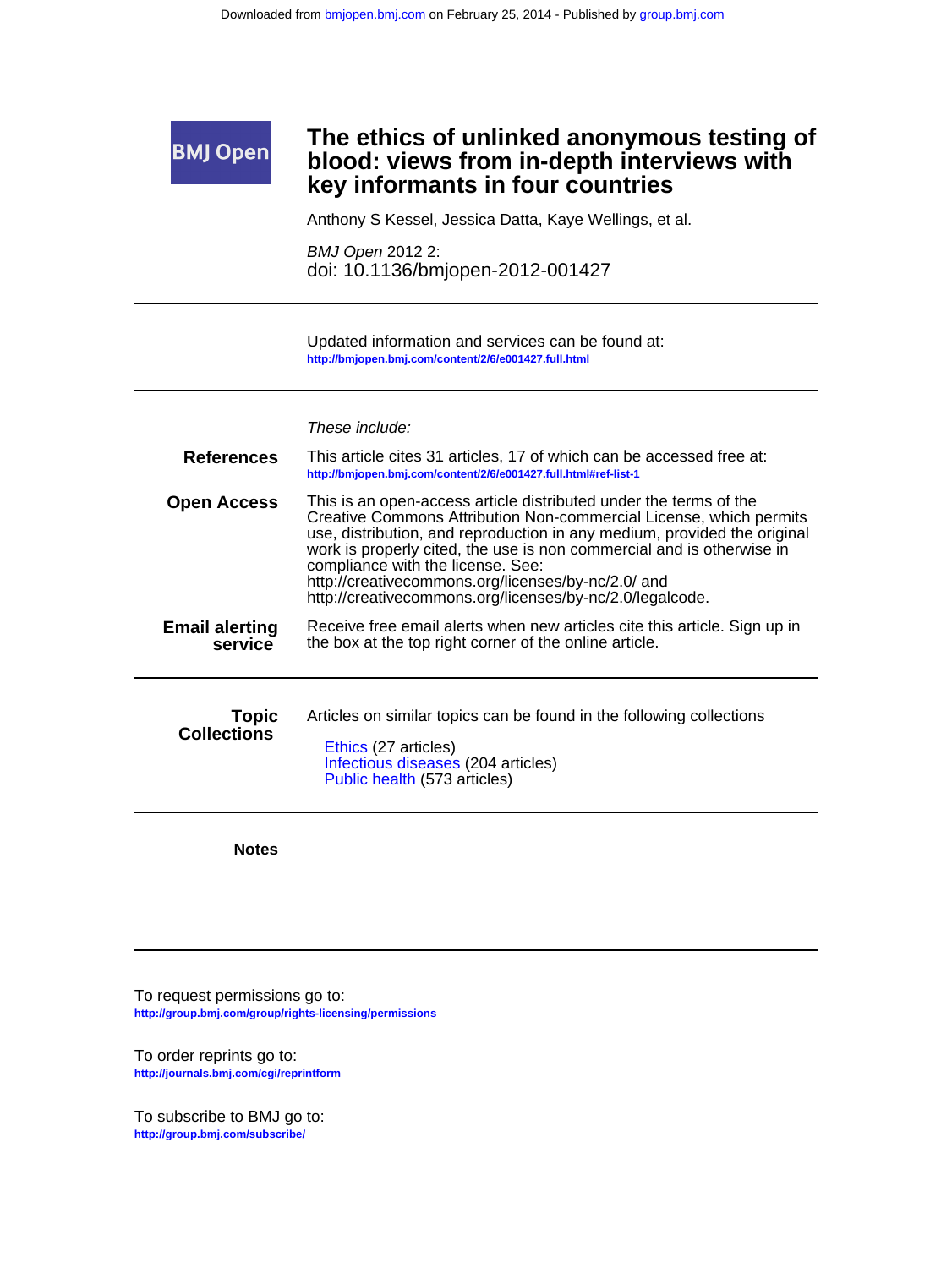Downloaded from bmjopen.bmj.com on February 25, 2014 - Published by group.bmj.com

BMJ Open

# The ethics of unlinked anonymous testing of blood: views from in-depth interviews with key informants in four countries

Anthony S Kessel, Jessica Datta, Kaye Wellings, et al.

*BMJ Open* 2012 2:
doi: 10.1136/bmjopen-2012-001427

Updated information and services can be found at:
http://bmjopen.bmj.com/content/2/6/e001427.full.html

*These include:*

**References**

This article cites 31 articles, 17 of which can be accessed free at:
http://bmjopen.bmj.com/content/2/6/e001427.full.html#ref-list-1

**Open Access**

This is an open-access article distributed under the terms of the Creative Commons Attribution Non-commercial License, which permits use, distribution, and reproduction in any medium, provided the original work is properly cited, the use is non commercial and is otherwise in compliance with the license. See:
http://creativecommons.org/licenses/by-nc/2.0/ and
http://creativecommons.org/licenses/by-nc/2.0/legalcode.

**Email alerting service**

Receive free email alerts when new articles cite this article. Sign up in the box at the top right corner of the online article.

**Topic Collections**

Articles on similar topics can be found in the following collections

- Ethics (27 articles)
- Infectious diseases (204 articles)
- Public health (573 articles)

**Notes**

To request permissions go to:
http://group.bmj.com/group/rights-licensing/permissions

To order reprints go to:
http://journals.bmj.com/cgi/reprintform

To subscribe to BMJ go to:
http://group.bmj.com/subscribe/